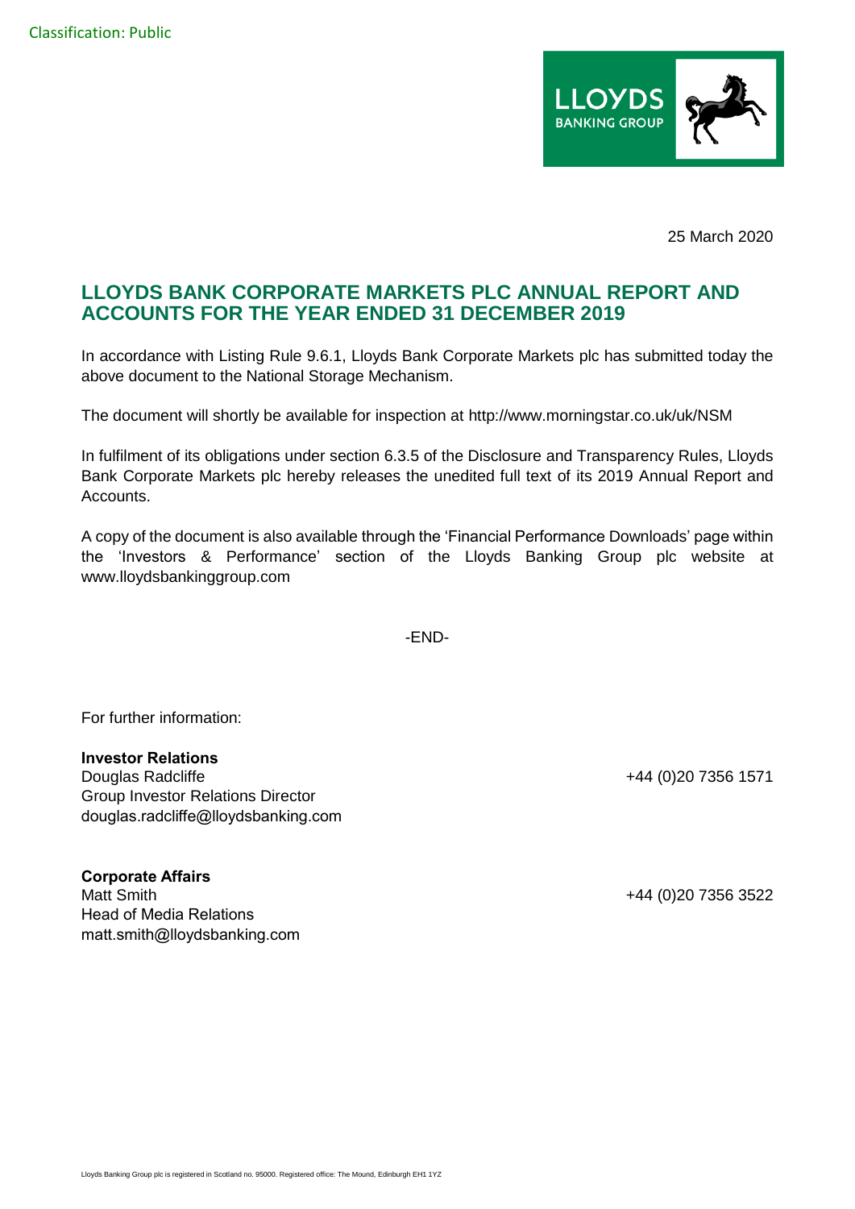Classification: Public

25 March 2020

# LLOYDS BANK CORPORATE MARKETS PLC ANNUAL REPORT AND ACCOUNTS FOR THE YEAR ENDED 31 DECEMBER 2019

In accordance with Listing Rule 9.6.1, Lloyds Bank Corporate Markets plc has submitted today the above document to the National Storage Mechanism.

The document will shortly be available for inspection at http://www.morningstar.co.uk/uk/NSM

In fulfilment of its obligations under section 6.3.5 of the Disclosure and Transparency Rules, Lloyds Bank Corporate Markets plc hereby releases the unedited full text of its 2019 Annual Report and Accounts.

A copy of the document is also available through the 'Financial Performance Downloads' page within the 'Investors & Performance' section of the Lloyds Banking Group plc website at www.lloydsbankinggroup.com

-END-

For further information:

**Investor Relations**
Douglas Radcliffe — +44 (0)20 7356 1571
Group Investor Relations Director
douglas.radcliffe@lloydsbanking.com

**Corporate Affairs**
Matt Smith — +44 (0)20 7356 3522
Head of Media Relations
matt.smith@lloydsbanking.com

Lloyds Banking Group plc is registered in Scotland no. 95000. Registered office: The Mound, Edinburgh EH1 1YZ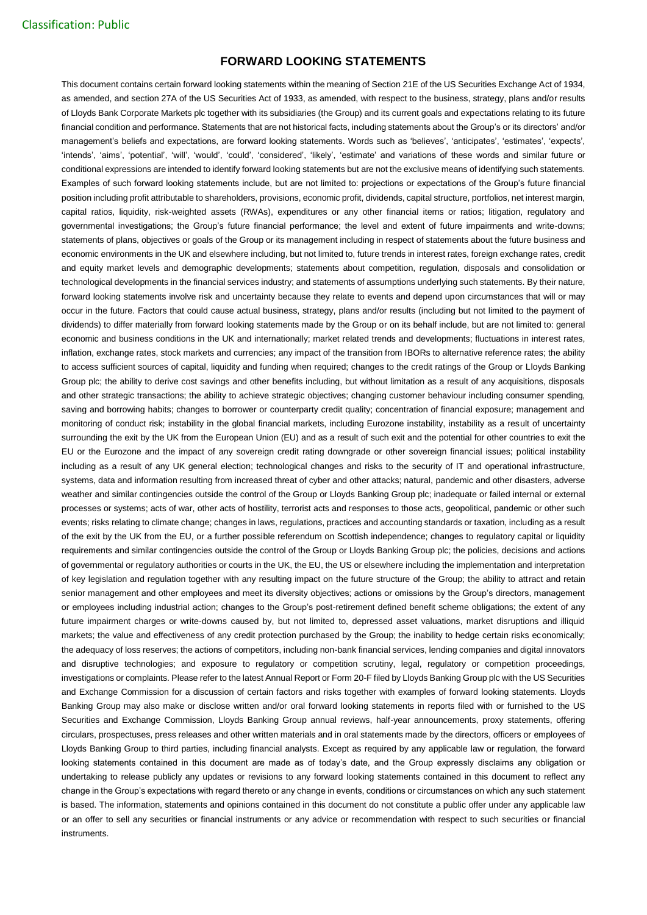# FORWARD LOOKING STATEMENTS

This document contains certain forward looking statements within the meaning of Section 21E of the US Securities Exchange Act of 1934, as amended, and section 27A of the US Securities Act of 1933, as amended, with respect to the business, strategy, plans and/or results of Lloyds Bank Corporate Markets plc together with its subsidiaries (the Group) and its current goals and expectations relating to its future financial condition and performance. Statements that are not historical facts, including statements about the Group's or its directors' and/or management's beliefs and expectations, are forward looking statements. Words such as 'believes', 'anticipates', 'estimates', 'expects', 'intends', 'aims', 'potential', 'will', 'would', 'could', 'considered', 'likely', 'estimate' and variations of these words and similar future or conditional expressions are intended to identify forward looking statements but are not the exclusive means of identifying such statements. Examples of such forward looking statements include, but are not limited to: projections or expectations of the Group's future financial position including profit attributable to shareholders, provisions, economic profit, dividends, capital structure, portfolios, net interest margin, capital ratios, liquidity, risk-weighted assets (RWAs), expenditures or any other financial items or ratios; litigation, regulatory and governmental investigations; the Group's future financial performance; the level and extent of future impairments and write-downs; statements of plans, objectives or goals of the Group or its management including in respect of statements about the future business and economic environments in the UK and elsewhere including, but not limited to, future trends in interest rates, foreign exchange rates, credit and equity market levels and demographic developments; statements about competition, regulation, disposals and consolidation or technological developments in the financial services industry; and statements of assumptions underlying such statements. By their nature, forward looking statements involve risk and uncertainty because they relate to events and depend upon circumstances that will or may occur in the future. Factors that could cause actual business, strategy, plans and/or results (including but not limited to the payment of dividends) to differ materially from forward looking statements made by the Group or on its behalf include, but are not limited to: general economic and business conditions in the UK and internationally; market related trends and developments; fluctuations in interest rates, inflation, exchange rates, stock markets and currencies; any impact of the transition from IBORs to alternative reference rates; the ability to access sufficient sources of capital, liquidity and funding when required; changes to the credit ratings of the Group or Lloyds Banking Group plc; the ability to derive cost savings and other benefits including, but without limitation as a result of any acquisitions, disposals and other strategic transactions; the ability to achieve strategic objectives; changing customer behaviour including consumer spending, saving and borrowing habits; changes to borrower or counterparty credit quality; concentration of financial exposure; management and monitoring of conduct risk; instability in the global financial markets, including Eurozone instability, instability as a result of uncertainty surrounding the exit by the UK from the European Union (EU) and as a result of such exit and the potential for other countries to exit the EU or the Eurozone and the impact of any sovereign credit rating downgrade or other sovereign financial issues; political instability including as a result of any UK general election; technological changes and risks to the security of IT and operational infrastructure, systems, data and information resulting from increased threat of cyber and other attacks; natural, pandemic and other disasters, adverse weather and similar contingencies outside the control of the Group or Lloyds Banking Group plc; inadequate or failed internal or external processes or systems; acts of war, other acts of hostility, terrorist acts and responses to those acts, geopolitical, pandemic or other such events; risks relating to climate change; changes in laws, regulations, practices and accounting standards or taxation, including as a result of the exit by the UK from the EU, or a further possible referendum on Scottish independence; changes to regulatory capital or liquidity requirements and similar contingencies outside the control of the Group or Lloyds Banking Group plc; the policies, decisions and actions of governmental or regulatory authorities or courts in the UK, the EU, the US or elsewhere including the implementation and interpretation of key legislation and regulation together with any resulting impact on the future structure of the Group; the ability to attract and retain senior management and other employees and meet its diversity objectives; actions or omissions by the Group's directors, management or employees including industrial action; changes to the Group's post-retirement defined benefit scheme obligations; the extent of any future impairment charges or write-downs caused by, but not limited to, depressed asset valuations, market disruptions and illiquid markets; the value and effectiveness of any credit protection purchased by the Group; the inability to hedge certain risks economically; the adequacy of loss reserves; the actions of competitors, including non-bank financial services, lending companies and digital innovators and disruptive technologies; and exposure to regulatory or competition scrutiny, legal, regulatory or competition proceedings, investigations or complaints. Please refer to the latest Annual Report or Form 20-F filed by Lloyds Banking Group plc with the US Securities and Exchange Commission for a discussion of certain factors and risks together with examples of forward looking statements. Lloyds Banking Group may also make or disclose written and/or oral forward looking statements in reports filed with or furnished to the US Securities and Exchange Commission, Lloyds Banking Group annual reviews, half-year announcements, proxy statements, offering circulars, prospectuses, press releases and other written materials and in oral statements made by the directors, officers or employees of Lloyds Banking Group to third parties, including financial analysts. Except as required by any applicable law or regulation, the forward looking statements contained in this document are made as of today's date, and the Group expressly disclaims any obligation or undertaking to release publicly any updates or revisions to any forward looking statements contained in this document to reflect any change in the Group's expectations with regard thereto or any change in events, conditions or circumstances on which any such statement is based. The information, statements and opinions contained in this document do not constitute a public offer under any applicable law or an offer to sell any securities or financial instruments or any advice or recommendation with respect to such securities or financial instruments.